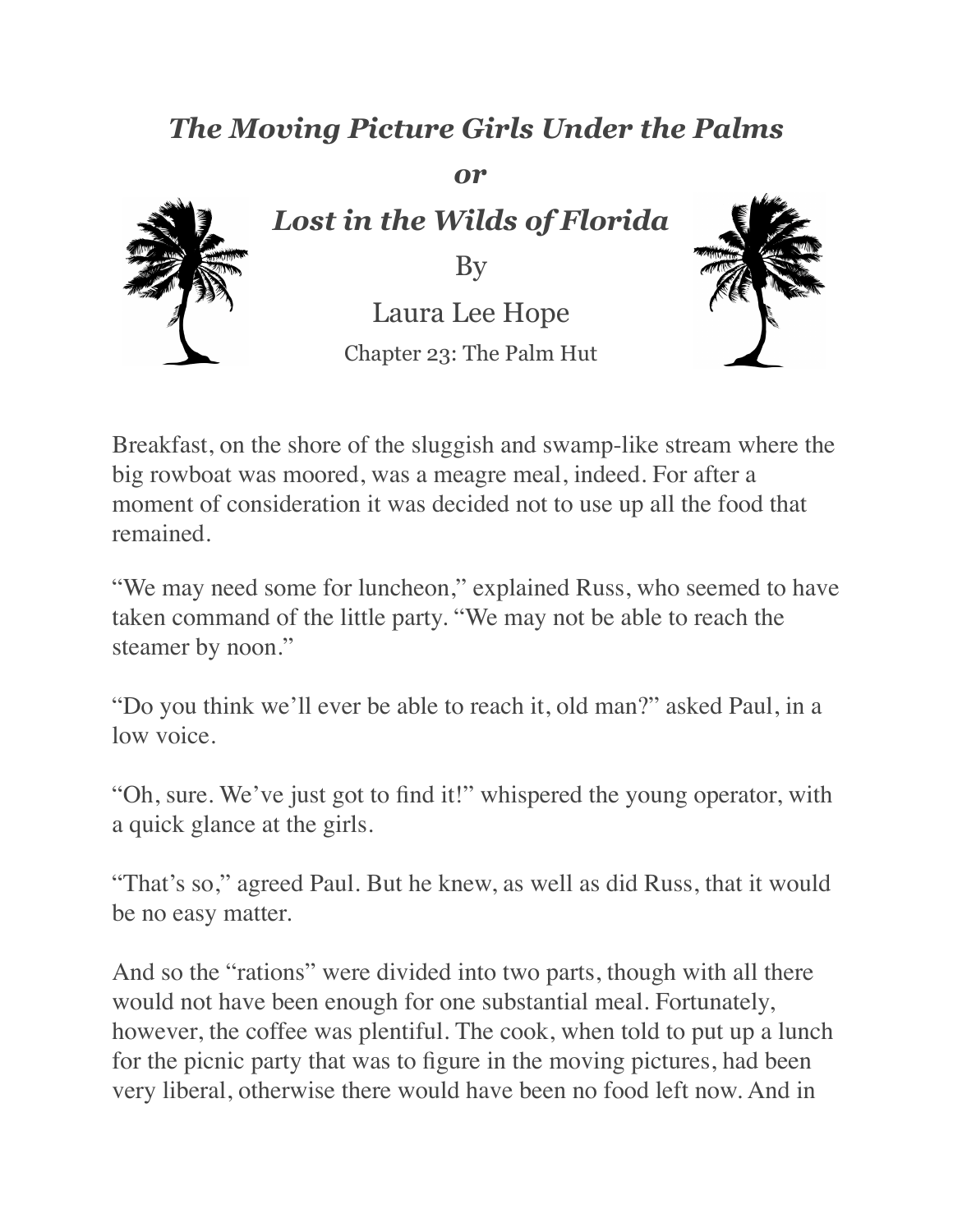# *The Moving Picture Girls Under the Palms*

## *or*

## *Lost in the Wilds of Florida*

By

Laura Lee Hope

### Chapter 23: The Palm Hut

Breakfast, on the shore of the sluggish and swamp-like stream where the big rowboat was moored, was a meagre meal, indeed. For after a moment of consideration it was decided not to use up all the food that remained.

"We may need some for luncheon," explained Russ, who seemed to have taken command of the little party. "We may not be able to reach the steamer by noon."

"Do you think we'll ever be able to reach it, old man?" asked Paul, in a low voice.

"Oh, sure. We've just got to find it!" whispered the young operator, with a quick glance at the girls.

"That's so," agreed Paul. But he knew, as well as did Russ, that it would be no easy matter.

And so the "rations" were divided into two parts, though with all there would not have been enough for one substantial meal. Fortunately, however, the coffee was plentiful. The cook, when told to put up a lunch for the picnic party that was to figure in the moving pictures, had been very liberal, otherwise there would have been no food left now. And in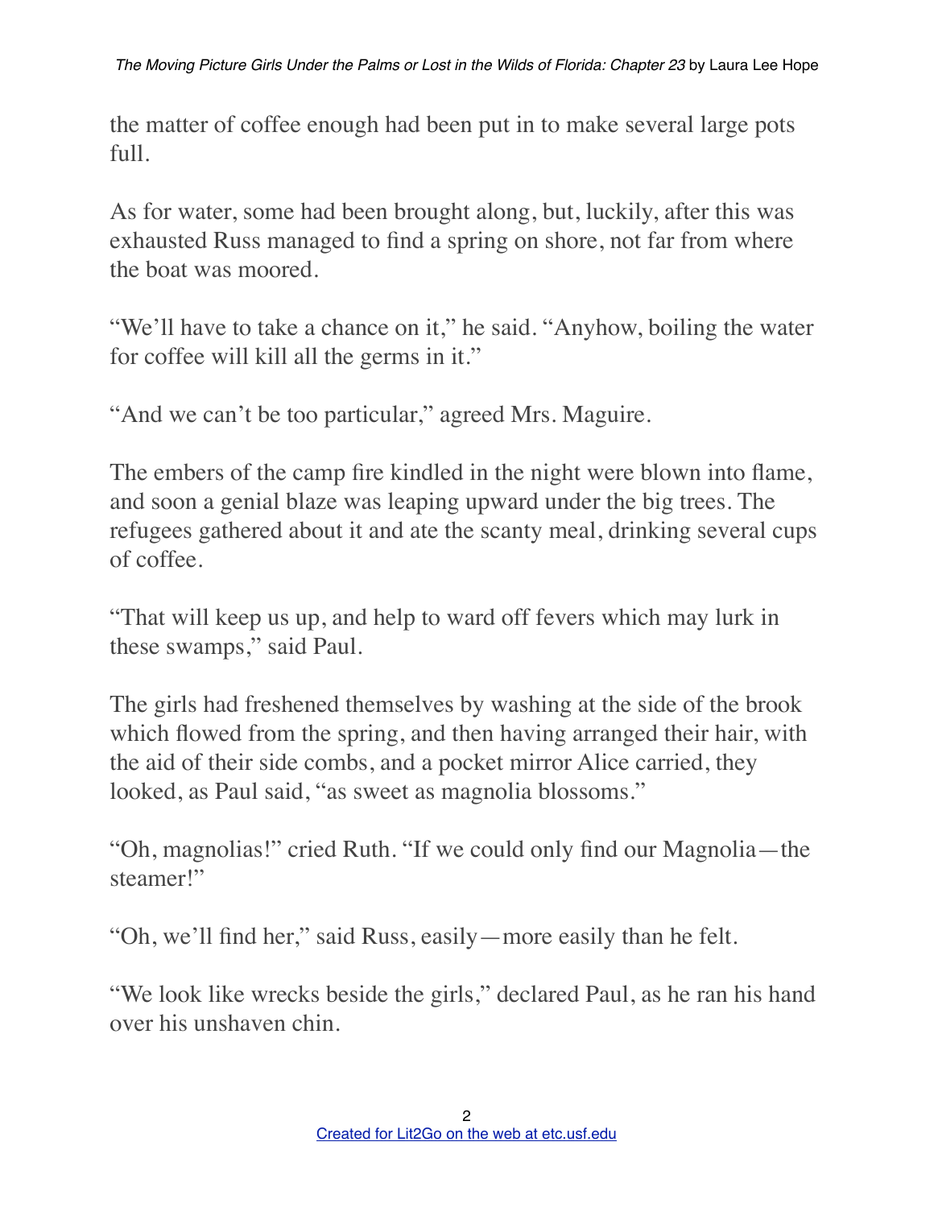the matter of coffee enough had been put in to make several large pots full.

As for water, some had been brought along, but, luckily, after this was exhausted Russ managed to find a spring on shore, not far from where the boat was moored.

"We'll have to take a chance on it," he said. "Anyhow, boiling the water for coffee will kill all the germs in it."

"And we can't be too particular," agreed Mrs. Maguire.

The embers of the camp fire kindled in the night were blown into flame, and soon a genial blaze was leaping upward under the big trees. The refugees gathered about it and ate the scanty meal, drinking several cups of coffee.

"That will keep us up, and help to ward off fevers which may lurk in these swamps," said Paul.

The girls had freshened themselves by washing at the side of the brook which flowed from the spring, and then having arranged their hair, with the aid of their side combs, and a pocket mirror Alice carried, they looked, as Paul said, "as sweet as magnolia blossoms."

"Oh, magnolias!" cried Ruth. "If we could only find our Magnolia—the steamer!"

"Oh, we'll find her," said Russ, easily—more easily than he felt.

"We look like wrecks beside the girls," declared Paul, as he ran his hand over his unshaven chin.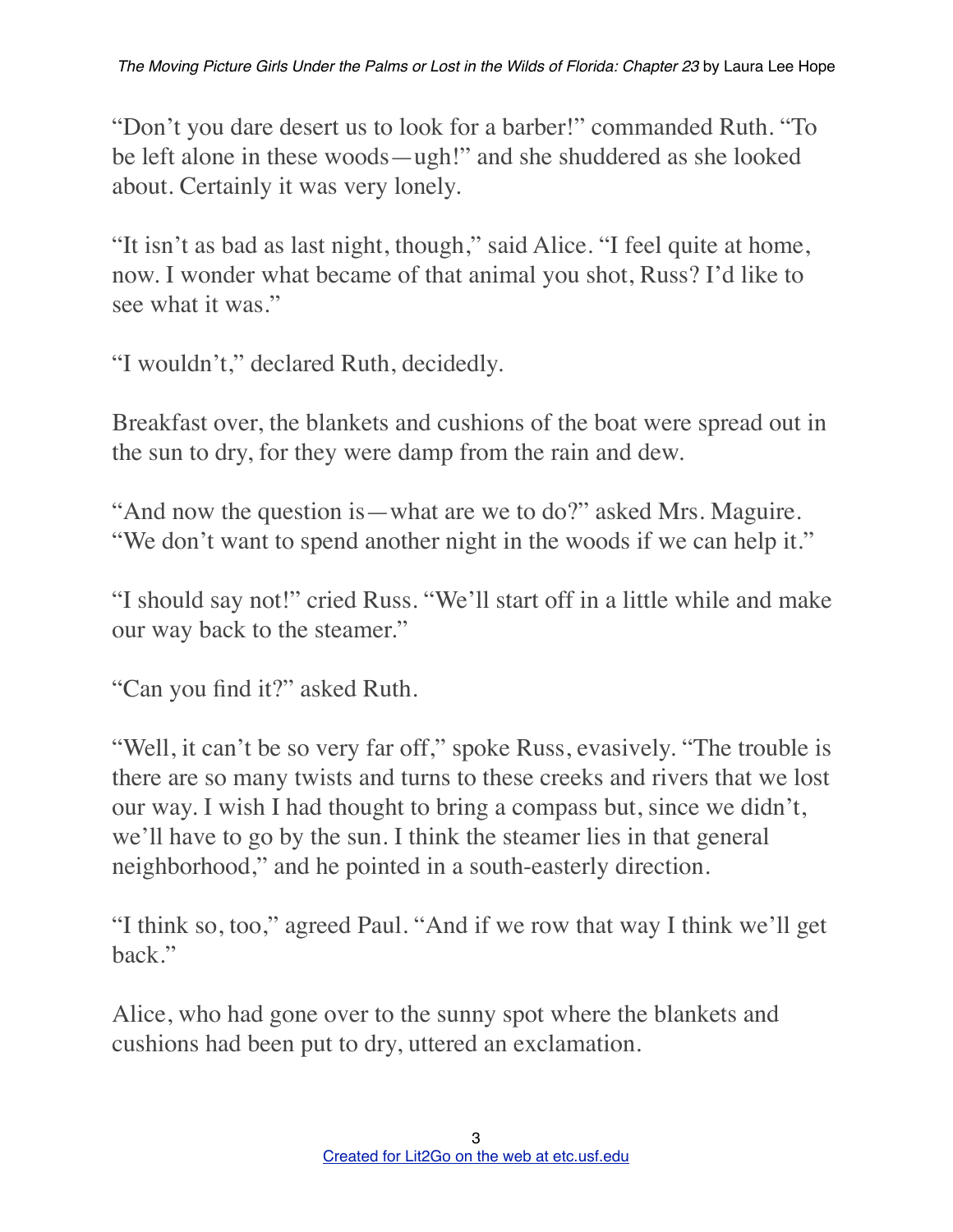"Don't you dare desert us to look for a barber!" commanded Ruth. "To be left alone in these woods—ugh!" and she shuddered as she looked about. Certainly it was very lonely.

"It isn't as bad as last night, though," said Alice. "I feel quite at home, now. I wonder what became of that animal you shot, Russ? I'd like to see what it was."

"I wouldn't," declared Ruth, decidedly.

Breakfast over, the blankets and cushions of the boat were spread out in the sun to dry, for they were damp from the rain and dew.

"And now the question is—what are we to do?" asked Mrs. Maguire. "We don't want to spend another night in the woods if we can help it."

"I should say not!" cried Russ. "We'll start off in a little while and make our way back to the steamer."

"Can you find it?" asked Ruth.

"Well, it can't be so very far off," spoke Russ, evasively. "The trouble is there are so many twists and turns to these creeks and rivers that we lost our way. I wish I had thought to bring a compass but, since we didn't, we'll have to go by the sun. I think the steamer lies in that general neighborhood," and he pointed in a south-easterly direction.

"I think so, too," agreed Paul. "And if we row that way I think we'll get back."

Alice, who had gone over to the sunny spot where the blankets and cushions had been put to dry, uttered an exclamation.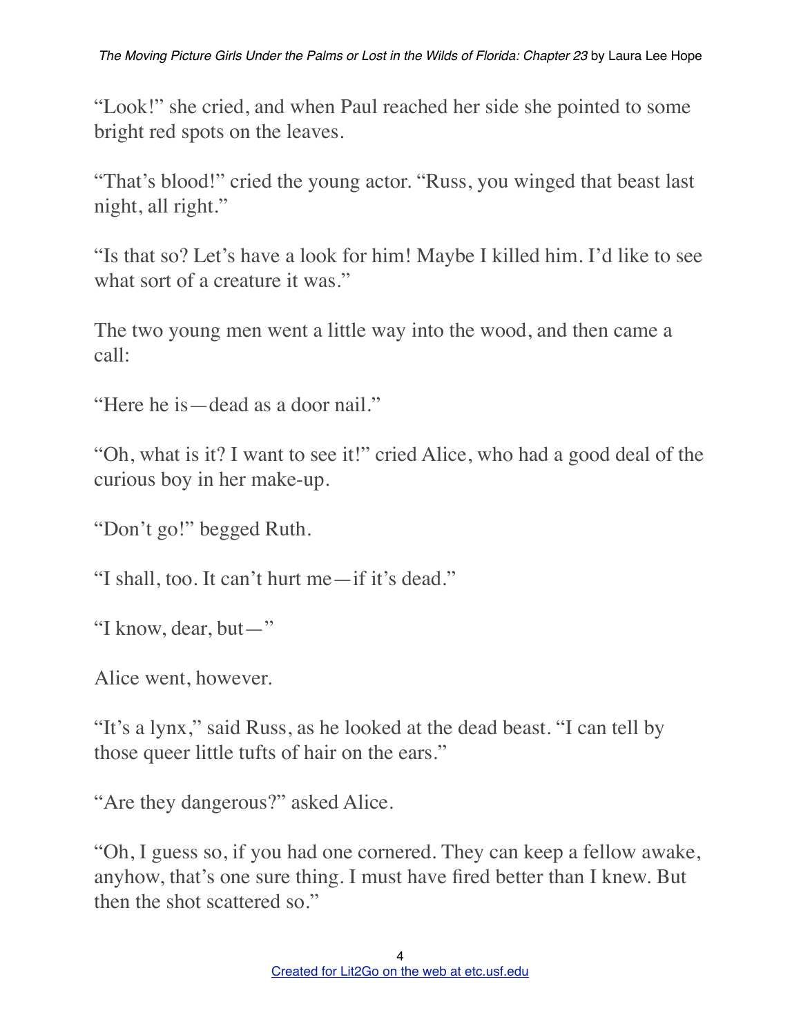"Look!" she cried, and when Paul reached her side she pointed to some bright red spots on the leaves.

"That's blood!" cried the young actor. "Russ, you winged that beast last night, all right."

"Is that so? Let's have a look for him! Maybe I killed him. I'd like to see what sort of a creature it was."

The two young men went a little way into the wood, and then came a call:

"Here he is—dead as a door nail."

"Oh, what is it? I want to see it!" cried Alice, who had a good deal of the curious boy in her make-up.

"Don't go!" begged Ruth.

"I shall, too. It can't hurt me—if it's dead."

"I know, dear, but—"

Alice went, however.

"It's a lynx," said Russ, as he looked at the dead beast. "I can tell by those queer little tufts of hair on the ears."

"Are they dangerous?" asked Alice.

"Oh, I guess so, if you had one cornered. They can keep a fellow awake, anyhow, that's one sure thing. I must have fired better than I knew. But then the shot scattered so."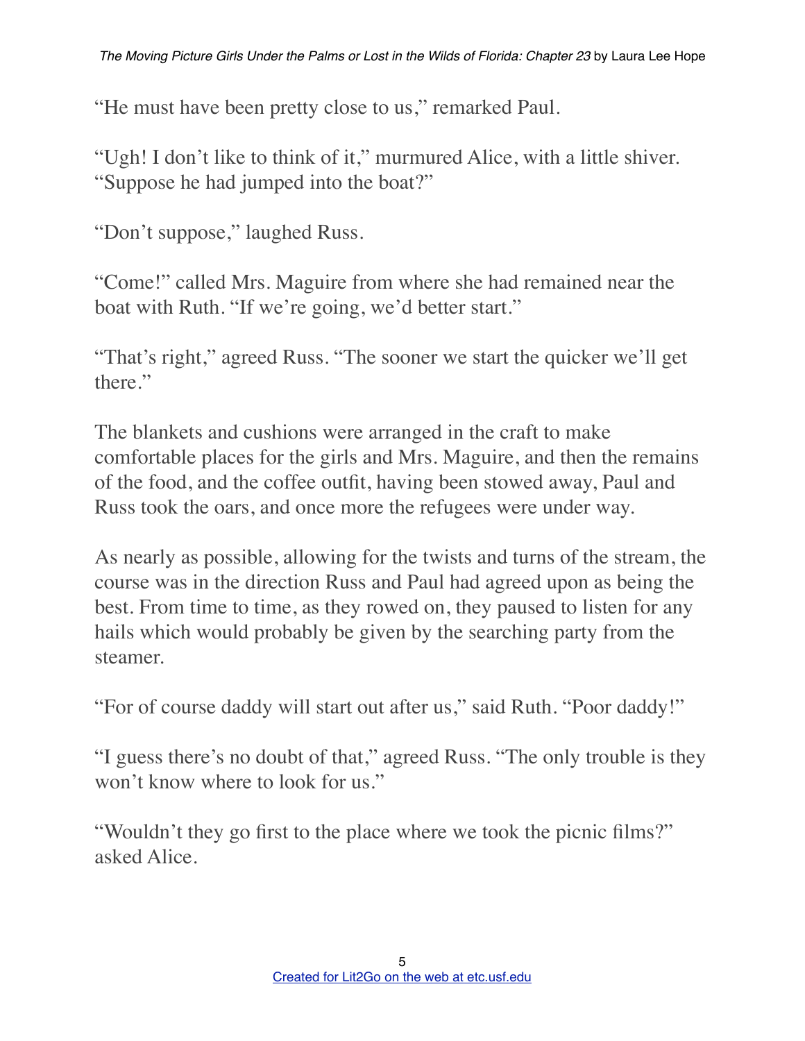"He must have been pretty close to us," remarked Paul.

"Ugh! I don't like to think of it," murmured Alice, with a little shiver. "Suppose he had jumped into the boat?"

"Don't suppose," laughed Russ.

"Come!" called Mrs. Maguire from where she had remained near the boat with Ruth. "If we're going, we'd better start."

"That's right," agreed Russ. "The sooner we start the quicker we'll get there."

The blankets and cushions were arranged in the craft to make comfortable places for the girls and Mrs. Maguire, and then the remains of the food, and the coffee outfit, having been stowed away, Paul and Russ took the oars, and once more the refugees were under way.

As nearly as possible, allowing for the twists and turns of the stream, the course was in the direction Russ and Paul had agreed upon as being the best. From time to time, as they rowed on, they paused to listen for any hails which would probably be given by the searching party from the steamer.

"For of course daddy will start out after us," said Ruth. "Poor daddy!"

"I guess there's no doubt of that," agreed Russ. "The only trouble is they won't know where to look for us."

"Wouldn't they go first to the place where we took the picnic films?" asked Alice.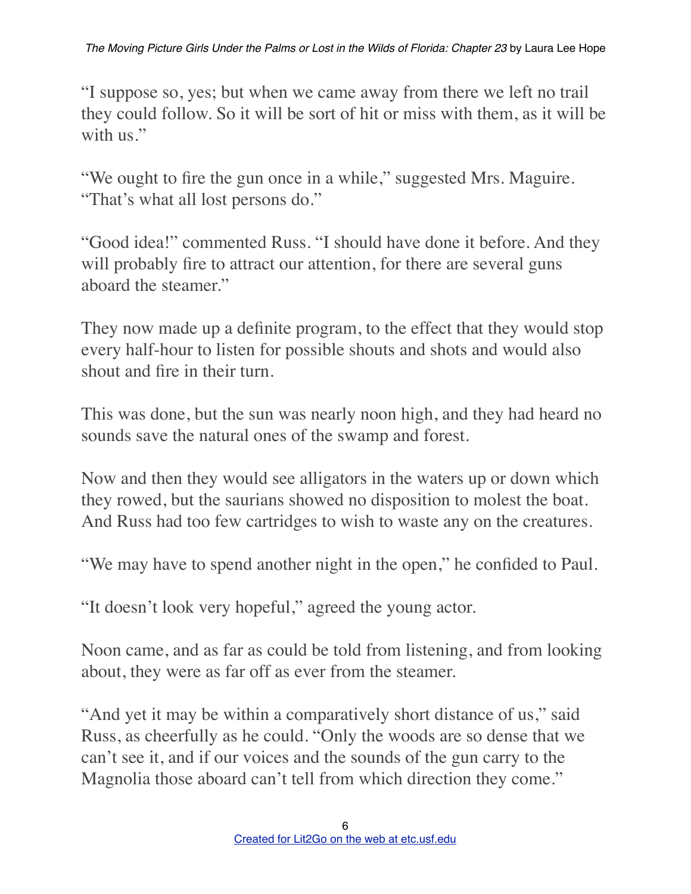"I suppose so, yes; but when we came away from there we left no trail they could follow. So it will be sort of hit or miss with them, as it will be with us."

"We ought to fire the gun once in a while," suggested Mrs. Maguire. "That's what all lost persons do."

"Good idea!" commented Russ. "I should have done it before. And they will probably fire to attract our attention, for there are several guns aboard the steamer."

They now made up a definite program, to the effect that they would stop every half-hour to listen for possible shouts and shots and would also shout and fire in their turn.

This was done, but the sun was nearly noon high, and they had heard no sounds save the natural ones of the swamp and forest.

Now and then they would see alligators in the waters up or down which they rowed, but the saurians showed no disposition to molest the boat. And Russ had too few cartridges to wish to waste any on the creatures.

"We may have to spend another night in the open," he confided to Paul.

"It doesn't look very hopeful," agreed the young actor.

Noon came, and as far as could be told from listening, and from looking about, they were as far off as ever from the steamer.

"And yet it may be within a comparatively short distance of us," said Russ, as cheerfully as he could. "Only the woods are so dense that we can't see it, and if our voices and the sounds of the gun carry to the Magnolia those aboard can't tell from which direction they come."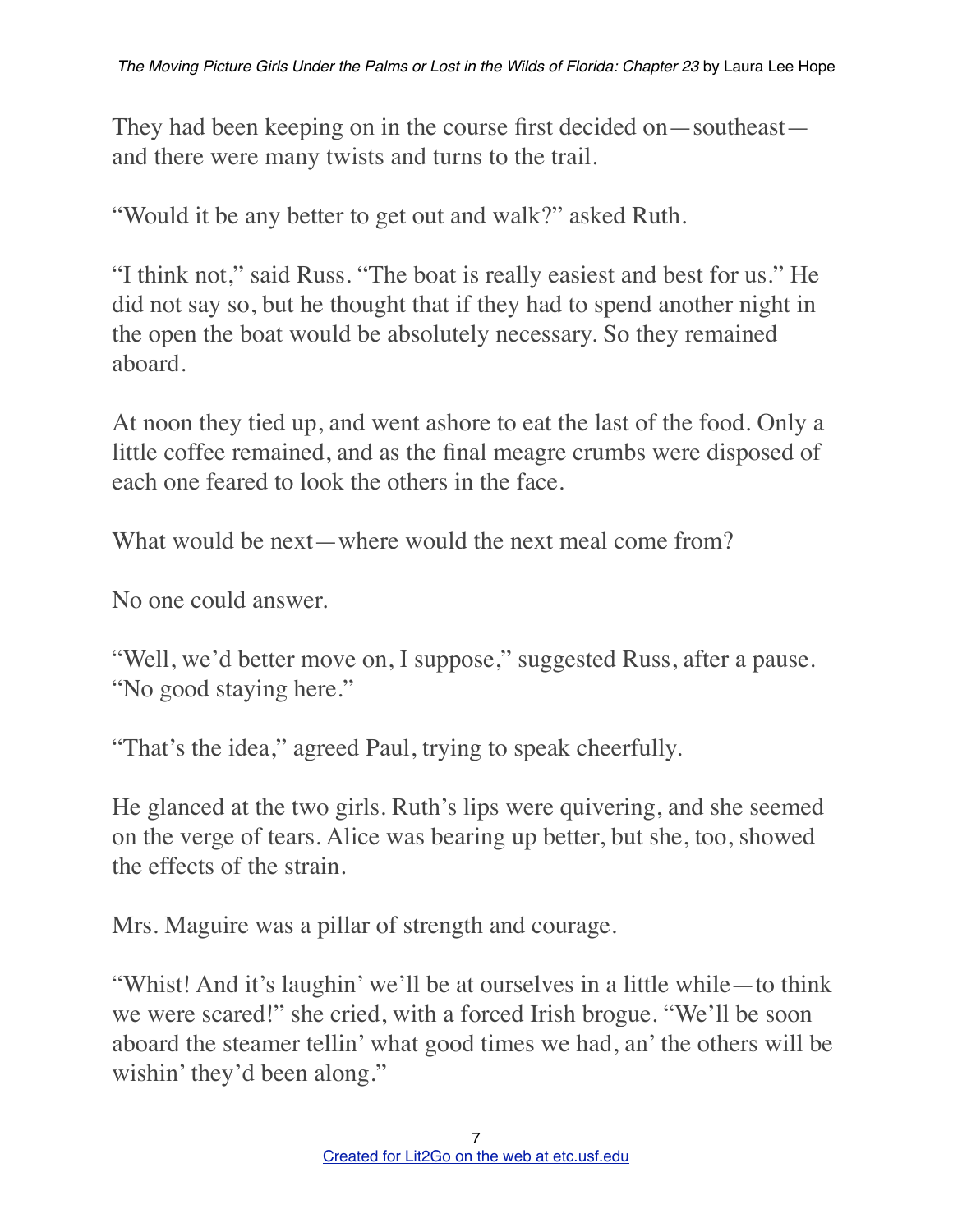They had been keeping on in the course first decided on—southeast—and there were many twists and turns to the trail.

"Would it be any better to get out and walk?" asked Ruth.

"I think not," said Russ. "The boat is really easiest and best for us." He did not say so, but he thought that if they had to spend another night in the open the boat would be absolutely necessary. So they remained aboard.

At noon they tied up, and went ashore to eat the last of the food. Only a little coffee remained, and as the final meagre crumbs were disposed of each one feared to look the others in the face.

What would be next—where would the next meal come from?

No one could answer.

"Well, we'd better move on, I suppose," suggested Russ, after a pause. "No good staying here."

"That's the idea," agreed Paul, trying to speak cheerfully.

He glanced at the two girls. Ruth's lips were quivering, and she seemed on the verge of tears. Alice was bearing up better, but she, too, showed the effects of the strain.

Mrs. Maguire was a pillar of strength and courage.

"Whist! And it's laughin' we'll be at ourselves in a little while—to think we were scared!" she cried, with a forced Irish brogue. "We'll be soon aboard the steamer tellin' what good times we had, an' the others will be wishin' they'd been along."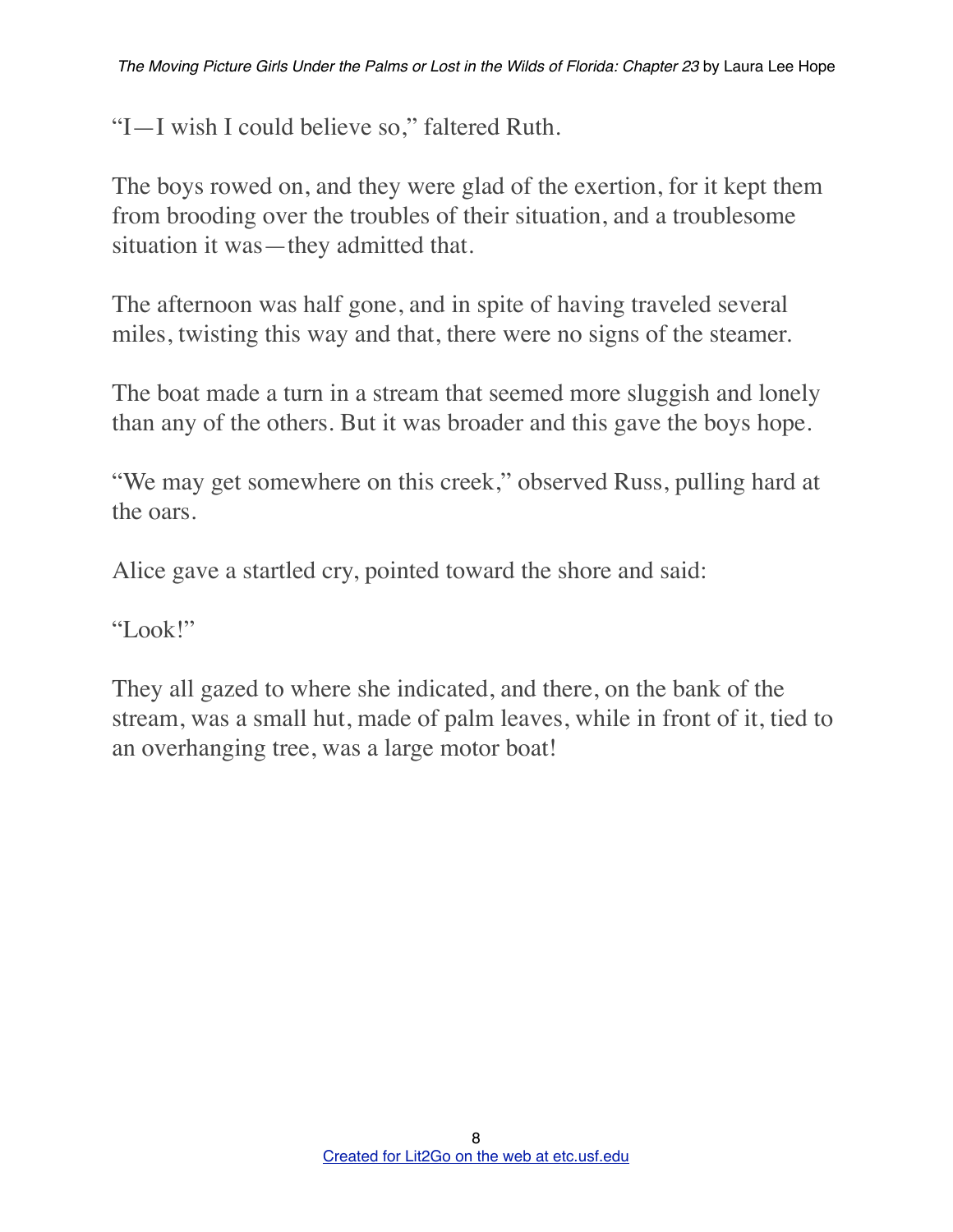"I—I wish I could believe so," faltered Ruth.

The boys rowed on, and they were glad of the exertion, for it kept them from brooding over the troubles of their situation, and a troublesome situation it was—they admitted that.

The afternoon was half gone, and in spite of having traveled several miles, twisting this way and that, there were no signs of the steamer.

The boat made a turn in a stream that seemed more sluggish and lonely than any of the others. But it was broader and this gave the boys hope.

"We may get somewhere on this creek," observed Russ, pulling hard at the oars.

Alice gave a startled cry, pointed toward the shore and said:

"Look!"

They all gazed to where she indicated, and there, on the bank of the stream, was a small hut, made of palm leaves, while in front of it, tied to an overhanging tree, was a large motor boat!